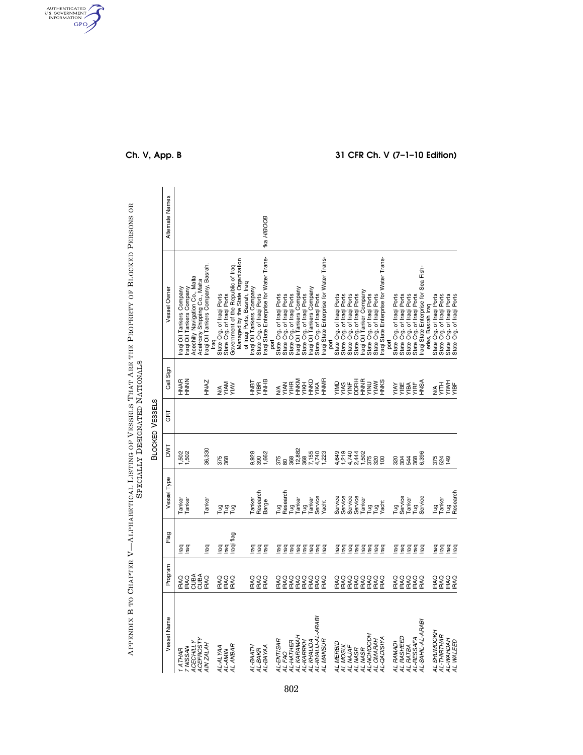# Appendix B to Chapter V—Alphabetical Listing of Vessels That Are the Property of Blocked Persons or Specially Designated Nationals

## Blocked Vessels

| Vessel Name | Program | Flag | Vessel Type | DWT | GRT | Call Sign | Vessel Owner | Alternate Names |
|---|---|---|---|---|---|---|---|---|
| *1 ATHAR* | IRAQ | Iraq | Tanker | 1,502 | | HNAR | Iraqi Oil Tankers Company | |
| *7 NISSAN* | IRAQ | Iraq | Tanker | 1,502 | | HNNN | Iraqi Oil Tankers Company | |
| *ACECHILLY* | CUBA | | | | | | Acechilly Navigation Co., Malta | |
| *ACEFROSTY* | CUBA | | | | | | Acefrosty Shipping Co., Malta | |
| *AIN ZALAH* | IRAQ | Iraq | Tanker | 36,330 | | HNAZ | Iraqi Oil Tankers Company, Basrah, Iraq | |
| *AL-ALYAA* | IRAQ | Iraq | Tug | 375 | | N/A | State Org. of Iraqi Ports | |
| *AL-AMIN* | IRAQ | Iraq | Tug | 368 | | YIAM | State Org. of Iraqi Ports | |
| *AL ANBAR* | IRAQ | Iraqi flag | Tug | | | YIAV | Government of the Republic of Iraq. Managed by the State Organization of Iraqi Ports, Basrah, Iraq | |
| *AL-BAATH* | IRAQ | Iraq | Tanker | 9,928 | | HNBT | Iraqi Oil Tankers Company | |
| *AL-BAKR* | IRAQ | Iraq | Research | 390 | | YIBR | State Org. of Iraqi Ports | |
| *AL-BAYAA* | IRAQ | Iraq | Barge | 1,662 | | HNHB | Iraqi State Enterprise for Water Transport | fka *HIBOOB* |
| *AL-ENTISAR* | IRAQ | Iraq | Tug | 375 | | N/A | State Org. of Iraqi Ports | |
| *AL FAO* | IRAQ | Iraq | Research | 80 | | YIAN | State Org. of Iraqi Ports | |
| *AL-HATHER* | IRAQ | Iraq | Tug | 368 | | YIHR | State Org. of Iraqi Ports | |
| *AL KARAMAH* | IRAQ | Iraq | Tanker | 12,882 | | HNKM | Iraqi Oil Tankers Company | |
| *AL-KARKH* | IRAQ | Iraq | Tug | 368 | | YIKH | State Org. of Iraqi Ports | |
| *AL KHALIDA* | IRAQ | Iraq | Tanker | 7,155 | | HNKD | Iraqi Oil Tankers Company | |
| *AL-KHALIJ-AL-ARABI* | IRAQ | Iraq | Service | 4,740 | | YIKA | State Org. of Iraqi Ports | |
| *AL MANSUR* | IRAQ | Iraq | Yacht | 1,223 | | HNMR | Iraqi State Enterprise for Water Transport | |
| *AL MERBID* | IRAQ | Iraq | Service | 4,649 | | YIMD | State Org. of Iraqi Ports | |
| *AL MOSUL* | IRAQ | Iraq | Service | 1,219 | | YIAS | State Org. of Iraqi Ports | |
| *AL NAJAF* | IRAQ | Iraq | Service | 4,740 | | YINF | State Org. of Iraqi Ports | |
| *AL NASR* | IRAQ | Iraq | Service | 2,444 | | DDRH | State Org. of Iraqi Ports | |
| *AL NASR* | IRAQ | Iraq | Tanker | 1,502 | | HNNR | Iraqi Oil Tanker Company | |
| *AL-NOHOODH* | IRAQ | Iraq | Tug | 375 | | YINU | State Org. of Iraqi Ports | |
| *AL OMARAH* | IRAQ | Iraq | Tug | 320 | | YIAW | State Org. of Iraqi Ports | |
| *AL-QADISIYA* | IRAQ | Iraq | Yacht | 100 | | HNKS | Iraqi State Enterprise for Water Transport | |
| *AL RAMADI* | IRAQ | Iraq | Tug | 320 | | YIAY | State Org. of Iraqi Ports | |
| *AL RASHEED* | IRAQ | Iraq | Service | 304 | | YIBE | State Org. of Iraqi Ports | |
| *AL RATBA* | IRAQ | Iraq | Tanker | 544 | | YIBA | State Org. of Iraqi Ports | |
| *AL-RESSAFA* | IRAQ | Iraq | Tug | 368 | | YIRF | State Org. of Iraqi Ports | |
| *AL-SAHIL-AL-ARABI* | IRAQ | Iraq | Service | 6,396 | | HNSA | Iraqi State Enterprise for Sea Fisheries, Basrah Iraq | |
| *AL SHUMOOKH* | IRAQ | Iraq | Tug | 375 | | N/A | State Org. of Iraqi Ports | |
| *AL-THIRTHAR* | IRAQ | Iraq | Tanker | 524 | | YITH | State Org. of Iraqi Ports | |
| *AL-WAHDAH* | IRAQ | Iraq | Tug | 149 | | YIWH | State Org. of Iraqi Ports | |
| *AL WALEED* | IRAQ | Iraq | Research | | | YIBF | State Org. of Iraqi Ports | |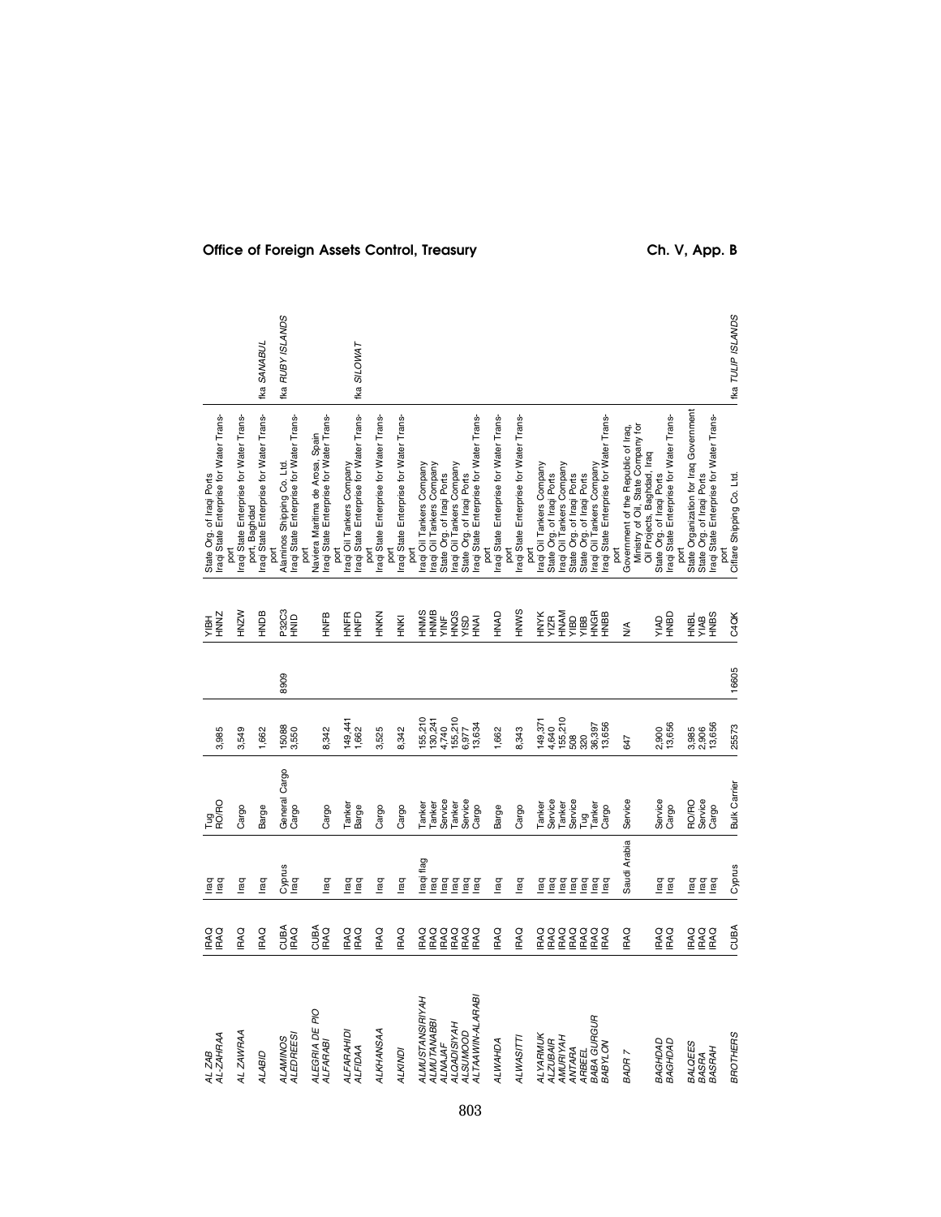| | | | | | | | | |
|---|---|---|---|---|---|---|---|---|
| *AL ZAB* | IRAQ | Iraq | Tug | 3,985 | | YIBH | State Org. of Iraqi Ports | |
| *AL-ZAHRAA* | IRAQ | Iraq | RO/RO | 3,985 | | HNNZ | Iraqi State Enterprise for Water Transport | |
| *AL ZAWRAA* | IRAQ | Iraq | Cargo | 3,549 | | HNZW | Iraqi State Enterprise for Water Transport, Baghdad | |
| *ALABID* | IRAQ | Iraq | Barge | 1,662 | | HNDB | Iraqi State Enterprise for Water Transport | fka *SANABUL* |
| *ALAMINOS* | CUBA | Cyprus | General Cargo | 15088 | 8909 | P3ZC3 | Alaminos Shipping Co. Ltd. | fka *RUBY ISLANDS* |
| *ALEDREESI* | IRAQ | Iraq | Cargo | 3,550 | | HNID | Iraqi State Enterprise for Water Transport | |
| *ALEGRIA DE PIO* | CUBA | | | | | | Naviera Maritima de Arosa, Spain | |
| *ALFARABI* | IRAQ | Iraq | Cargo | 8,342 | | HNFB | Iraqi State Enterprise for Water Transport | |
| *ALFARAHIDI* | IRAQ | Iraq | Tanker | 149,441 | | HNFR | Iraqi Oil Tankers Company | |
| *ALFIDAA* | IRAQ | Iraq | Barge | 1,662 | | HNFD | Iraqi State Enterprise for Water Transport | fka *SILOWAT* |
| *ALKHANSAA* | IRAQ | Iraq | Cargo | 3,525 | | HNKN | Iraqi State Enterprise for Water Transport | |
| *ALKINDI* | IRAQ | Iraq | Cargo | 8,342 | | HNKI | Iraqi State Enterprise for Water Transport | |
| *ALMUSTANSIRIYAH* | IRAQ | Iraqi flag | Tanker | 155,210 | | HNMS | Iraqi Oil Tankers Company | |
| *ALMUTANABBI* | IRAQ | Iraq | Tanker | 130,241 | | HNMB | Iraqi Oil Tankers Company | |
| *ALNAJAF* | IRAQ | Iraq | Service | 4,740 | | YINF | State Org. of Iraqi Ports | |
| *ALQADISIYAH* | IRAQ | Iraq | Tanker | 155,210 | | HNQS | Iraqi Oil Tankers Company | |
| *ALSUMOOD* | IRAQ | Iraq | Service | 6,977 | | YISD | State Org. of Iraqi Ports | |
| *ALTAAWIN-ALARABI* | IRAQ | Iraq | Cargo | 13,634 | | HNAI | Iraqi State Enterprise for Water Transport | |
| *ALWAHDA* | IRAQ | Iraq | Barge | 1,662 | | HNAD | Iraqi State Enterprise for Water Transport | |
| *ALWASITTI* | IRAQ | Iraq | Cargo | 8,343 | | HNWS | Iraqi State Enterprise for Water Transport | |
| *ALYARMUK* | IRAQ | Iraq | Tanker | 149,371 | | HNYK | Iraqi Oil Tankers Company | |
| *ALZUBAIR* | IRAQ | Iraq | Service | 4,640 | | YIZR | State Org. of Iraqi Ports | |
| *AMURIYAH* | IRAQ | Iraq | Tanker | 155,210 | | HNAM | Iraqi Oil Tankers Company | |
| *ANTARA* | IRAQ | Iraq | Service | 508 | | YIBD | State Org. of Iraqi Ports | |
| *ARBEEL* | IRAQ | Iraq | Tug | 320 | | YIBB | State Org. of Iraqi Ports | |
| *BABA GURGUR* | IRAQ | Iraq | Tanker | 36,397 | | HNGR | Iraqi Oil Tankers Company | |
| *BABYLON* | IRAQ | Iraq | Cargo | 13,656 | | HNBB | Iraqi State Enterprise for Water Transport | |
| *BADR 7* | IRAQ | Saudi Arabia | Service | 647 | | N/A | Government of the Republic of Iraq, Ministry of Oil, State Company for Oil Projects, Baghdad, Iraq | |
| *BAGHDAD* | IRAQ | Iraq | Service | 2,900 | | YIAD | State Org. of Iraqi Ports | |
| *BAGHDAD* | IRAQ | Iraq | Cargo | 13,656 | | HNBD | Iraqi State Enterprise for Water Transport | |
| *BALQEES* | IRAQ | Iraq | RO/RO | 3,985 | | HNBL | State Organization for Iraq Government | |
| *BASRA* | IRAQ | Iraq | Service | 2,906 | | YIAB | State Org. of Iraqi Ports | |
| *BASRAH* | IRAQ | Iraq | Cargo | 13,656 | | HNBS | Iraqi State Enterprise for Water Transport | |
| *BROTHERS* | CUBA | Cyprus | Bulk Carrier | 25573 | 16605 | C4QK | Ciflare Shipping Co. Ltd. | fka *TULIP ISLANDS* |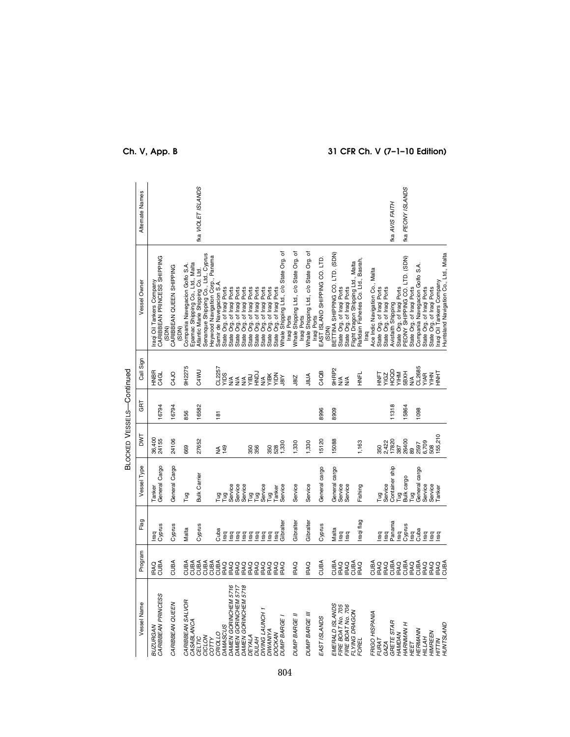BLOCKED VESSELS—Continued

| Vessel Name | Program | Flag | Vessel Type | DWT | GRT | Call Sign | Vessel Owner | Alternate Names |
|---|---|---|---|---|---|---|---|---|
| *BUZURGAN* | IRAQ | Iraq | Tanker | 36,400 | | HNBR | Iraqi Oil Tankers Company | |
| *CARIBBEAN PRINCESS* | CUBA | Cyprus | General Cargo | 24155 | 16794 | C4GL | CARIBBEAN PRINCESS SHIPPING (SDN) | |
| *CARIBBEAN QUEEN* | CUBA | Cyprus | General Cargo | 24106 | 16794 | C4JO | CARIBBEAN QUEEN SHIPPING (SDN) | |
| *CARIBBEAN SALVOR* | CUBA | Malta | Tug | 669 | 856 | 9H2275 | Compania Navegacion Golfo S.A. | |
| *CASABLANCA* | CUBA | | | | | | Epamac Shipping Co., Ltd., Malta | |
| *CELTIC* | CUBA | Cyprus | Bulk Carrier | 27652 | 16582 | C4WU | Atlantic Marie Shipping Co. Ltd. | fka *VIOLET ISLANDS* |
| *CICLON* | CUBA | | | | | | Senanque Shipping Co., Ltd., Cyprus | |
| *COTTY* | CUBA | | | | | | Heywood Navigation Corp., Panama | |
| *CRIOLLO* | CUBA | Cuba | Tug | NA | 181 | CL2257 | Samir de Navegacion S.A. | |
| *DAMASCUS* | IRAQ | Iraq | Tug | 149 | | YIDS | State Org. of Iraqi Ports | |
| *DAMEN GORINCHEM 5716* | IRAQ | Iraq | Service | | | N/A | State Org. of Iraqi Ports | |
| *DAMEN GORINCHEM 5717* | IRAQ | Iraq | Service | | | N/A | State Org. of Iraqi Ports | |
| *DAMEN GORINCHEM 5718* | IRAQ | Iraq | Service | | | N/A | State Org. of Iraqi Ports | |
| *DEYALA* | IRAQ | Iraq | Tug | 350 | | YIBJ | State Org. of Iraqi Ports | |
| *DIJLAH* | IRAQ | Iraq | Tug | 356 | | HNDJ | State Org. of Iraqi Ports | |
| *DIVING LAUNCH 1* | IRAQ | Iraq | Service | | | N/A | State Org. of Iraqi Ports | |
| *DIWANIYA* | IRAQ | Iraq | Tug | 350 | | YIBK | State Org. of Iraqi Ports | |
| *DOCKAN* | IRAQ | Iraq | Tanker | 528 | | YIDN | State Org. of Iraqi Ports | |
| *DUMP BARGE I* | IRAQ | Gibraltar | Service | 1,330 | | J8IY | Whale Shipping Ltd., c/o State Org. of Iraqi Ports | |
| *DUMP BARGE II* | IRAQ | Gibraltar | Service | 1,330 | | J8IZ | Whale Shipping Ltd., c/o State Org. of Iraqi Ports | |
| *DUMP BARGE III* | IRAQ | Gibraltar | Service | 1,330 | | J8JA | Whale Shipping Ltd., c/o State Org. of Iraqi Ports | |
| *EAST ISLANDS* | CUBA | Cyprus | General cargo | 15120 | 8996 | C4QB | EAST ISLAND SHIPPING CO. LTD. (SDN) | |
| *EMERALD ISLANDS* | CUBA | Malta | General cargo | 15088 | 8909 | 9HRP2 | BETTINA SHIPPING CO. LTD. (SDN) | |
| *FIRE BOAT No. 705* | IRAQ | Iraq | Service | | | N/A | State Org. of Iraqi Ports | |
| *FIRE BOAT No. 706* | IRAQ | Iraq | Service | | | N/A | State Org. of Iraqi Ports | |
| *FLYING DRAGON* | CUBA | | | | | | Flight Dragon Shipping Ltd., Malta | |
| *FOREL* | IRAQ | Iraqi flag | Fishing | 1,163 | | HNFL | Rafidain Fisheries Co. Ltd., Basrah, Iraq | |
| *FRIGO HISPANIA* | CUBA | | | | | | Ace Indic Navigation Co., Malta | |
| *FURAT* | IRAQ | Iraq | Tug | 350 | | HNFT | State Org. of Iraqi Ports | |
| *GAZA* | IRAQ | Iraq | Service | 2,422 | | YIGZ | State Org. of Iraqi Ports | |
| *GRETE STAR* | CUBA | Panama | Container ship | 17820 | 11318 | HOQD | Avisfaith Shipping | fka *AVIS FAITH* |
| *HAMDAN* | IRAQ | Iraq | Tug | 387 | | YIHM | State Org. of Iraqi Ports | |
| *HARNMAN H* | CUBA | Cyprus | Bulk cargo | 26400 | 15864 | 5BXH | PEONY SHIPPING CO. LTD. (SDN) | fka *PEONY ISLANDS* |
| *HEET* | IRAQ | Iraq | Tug | 89 | | N/A | State Org. of Iraqi Ports | |
| *HERMANN* | CUBA | Cuba | General cargo | 2597 | 1098 | CL2685 | Compania Navegacion Golfo S.A. | |
| *HILLAH* | IRAQ | Iraq | Service | 6,709 | | YIAR | State Org. of Iraqi Ports | |
| *HIMREEN* | IRAQ | Iraq | Service | 508 | | YIHN | State Org. of Iraqi Ports | |
| *HITTIN* | IRAQ | Iraq | Tanker | 155,210 | | HNHT | Iraqi Oil Tankers Company | |
| *HUNTSLAND* | CUBA | | | | | | Huntsland Navigation Co., Ltd., Malta | |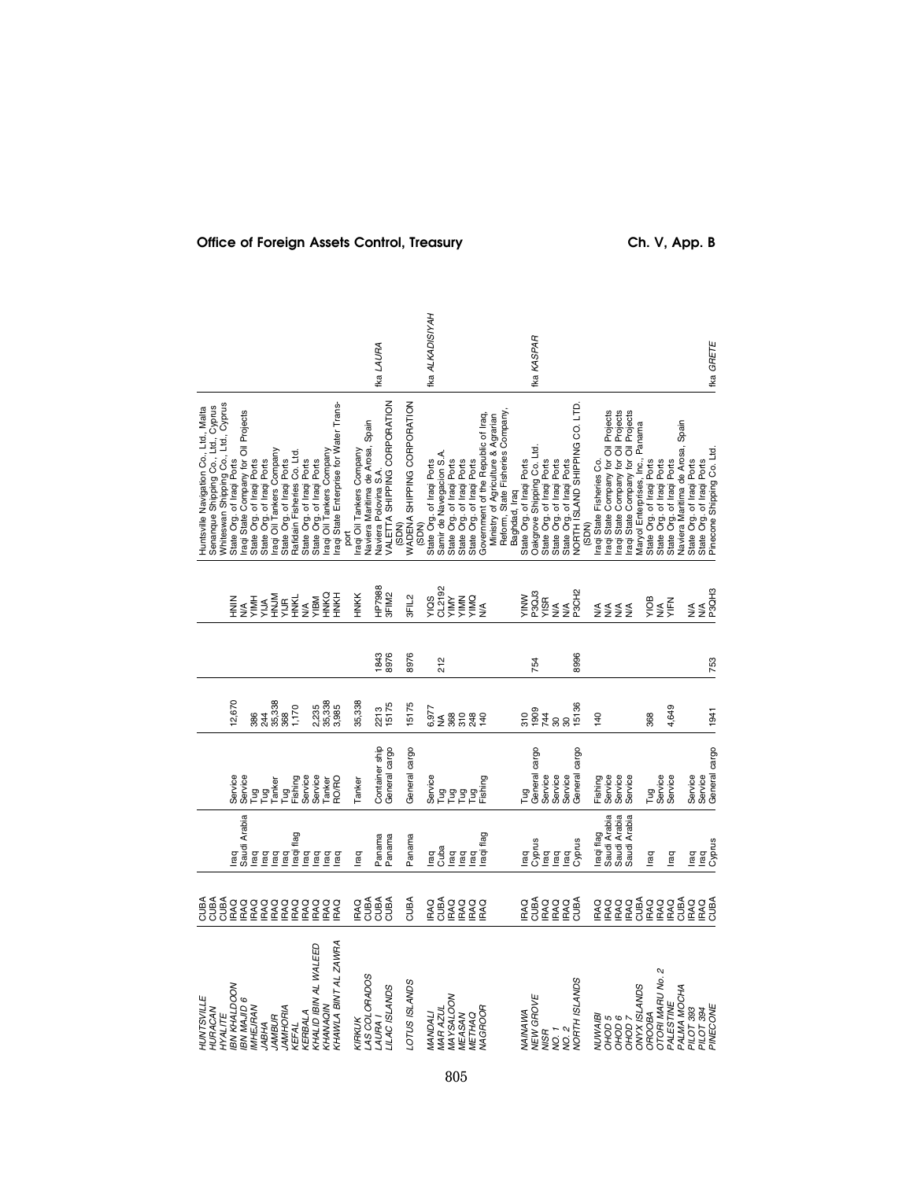| Vessel name | Blocking | Flag | Type | DWT | GRT | Call sign | Owner | Former names |
|---|---|---|---|---|---|---|---|---|
| *HUNTSVILLE* | CUBA | | | | | | Huntsville Navigation Co., Ltd., Malta | |
| *HURACAN* | CUBA | | | | | | Senanque Shipping Co., Ltd., Cyprus | |
| *HYALITE* | CUBA | | | | | | Whiteswan Shipping Co., Ltd., Cyprus | |
| *IBN KHALDOON* | IRAQ | Iraq | Service | 12,670 | | HNIN | State Org. of Iraqi Ports | |
| *IBN MAJID 6* | IRAQ | Saudi Arabia | Service | | | N/A | Iraqi State Company for Oil Projects | |
| *IMHEJRAN* | IRAQ | Iraq | Tug | 386 | | YIMH | State Org. of Iraqi Ports | |
| *JABHA* | IRAQ | Iraq | Tug | 244 | | YIJA | State Org. of Iraqi Ports | |
| *JAMBUR* | IRAQ | Iraq | Tanker | 35,338 | | HNJM | Iraqi Oil Tankers Company | |
| *JAMHORIA* | IRAQ | Iraq | Tug | 368 | | YIJR | State Org. of Iraqi Ports | |
| *KEFAL* | IRAQ | Iraqi flag | Fishing | 1,170 | | HNKL | Rafidain Fisheries Co. Ltd. | |
| *KERBALA* | IRAQ | Iraq | Service | | | N/A | State Org. of Iraqi Ports | |
| *KHALID IBIN AL WALEED* | IRAQ | Iraq | Service | 2,235 | | YIBM | State Org. of Iraqi Ports | |
| *KHANAQIN* | IRAQ | Iraq | Tanker | 35,338 | | HNKQ | Iraqi Oil Tankers Company | |
| *KHAWLA BINT AL ZAWRA* | IRAQ | Iraq | RO/RO | 3,985 | | HNKH | Iraqi State Enterprise for Water Transport | |
| *KIRKUK* | IRAQ | Iraq | Tanker | 35,338 | | HNKK | Iraqi Oil Tankers Company | |
| *LAS COLORADOS* | CUBA | | | | | | Naviera Maritima de Arosa, Spain | |
| *LAURA I* | CUBA | Panama | Container ship | 2213 | 1843 | HP7988 | Naviera Polovina S.A. | fka *LAURA* |
| *LILAC ISLANDS* | CUBA | Panama | General cargo | 15175 | 8976 | 3FIM2 | VALETTA SHIPPING CORPORATION (SDN) | |
| *LOTUS ISLANDS* | CUBA | Panama | General cargo | 15175 | 8976 | 3FIL2 | WADENA SHIPPING CORPORATION (SDN) | |
| *MANDALI* | IRAQ | Iraq | Service | 6,977 | | YIQS | State Org. of Iraqi Ports | |
| *MAR AZUL* | CUBA | Cuba | Tug | NA | 212 | CL2192 | Samir de Navegacion S.A. | fka *ALKADISIYAH* |
| *MAYSALOON* | IRAQ | Iraq | Tug | 368 | | YIMY | State Org. of Iraqi Ports | |
| *MEASAN* | IRAQ | Iraq | Tug | 310 | | YIMN | State Org. of Iraqi Ports | |
| *METHAQ* | IRAQ | Iraq | Tug | 248 | | YIMQ | State Org. of Iraqi Ports | |
| *NAGROOR* | IRAQ | Iraqi flag | Fishing | 140 | | N/A | Government of the Republic of Iraq, Ministry of Agriculture & Agrarian Reform, State Fisheries Company, Baghdad, Iraq | |
| *NAINAWA* | IRAQ | Iraq | Tug | 310 | | YINW | State Org. of Iraqi Ports | |
| *NEW GROVE* | CUBA | Cyprus | General cargo | 1909 | 754 | P3QJ3 | Oakgrove Shipping Co. Ltd. | fka *KASPAR* |
| *NISR* | IRAQ | Iraq | Service | 744 | | YISR | State Org. of Iraqi Ports | |
| *NO. 1* | IRAQ | Iraq | Service | 30 | | N/A | State Org. of Iraqi Ports | |
| *NO. 2* | IRAQ | Iraq | Service | 30 | | N/A | State Org. of Iraqi Ports | |
| *NORTH ISLANDS* | CUBA | Cyprus | General cargo | 15136 | 8996 | P3CH2 | NORTH ISLAND SHIPPING CO. LTD. (SDN) | |
| *NUWAIBI* | IRAQ | Iraqi flag | Fishing | 140 | | N/A | Iraqi State Fisheries Co. | |
| *OHOD 5* | IRAQ | Saudi Arabia | Service | | | N/A | Iraqi State Company for Oil Projects | |
| *OHOD 6* | IRAQ | Saudi Arabia | Service | | | N/A | Iraqi State Company for Oil Projects | |
| *OHOD 7* | IRAQ | Saudi Arabia | Service | | | N/A | Iraqi State Company for Oil Projects | |
| *ONYX ISLANDS* | CUBA | | | | | | Manyol Enterprises, Inc., Panama | |
| *OROOBA* | IRAQ | Iraq | Tug | 368 | | YIOB | State Org. of Iraqi Ports | |
| *OTORI MARU No. 2* | IRAQ | | Service | | | N/A | State Org. of Iraqi Ports | |
| *PALESTINE* | IRAQ | Iraq | Service | 4,649 | | YIFN | State Org. of Iraqi Ports | |
| *PALMA MOCHA* | CUBA | | | | | | Naviera Maritima de Arosa, Spain | |
| *PILOT 393* | IRAQ | Iraq | Service | | | N/A | State Org. of Iraqi Ports | |
| *PILOT 394* | IRAQ | Iraq | Service | | | N/A | State Org. of Iraqi Ports | |
| *PINECONE* | CUBA | Cyprus | General cargo | 1941 | 753 | P3QH3 | Pinecone Shipping Co. Ltd. | fka *GRETE* |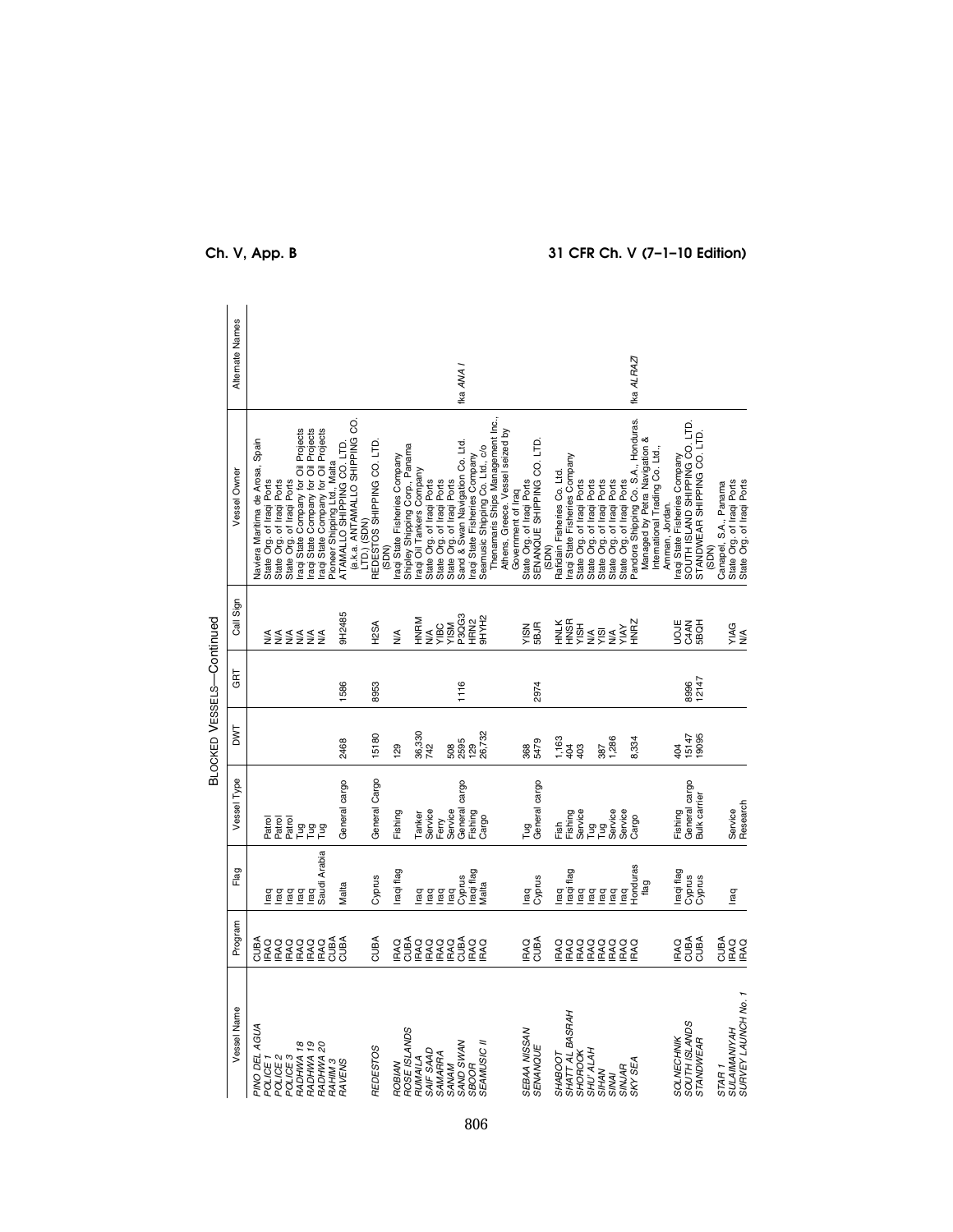BLOCKED VESSELS—Continued

| Vessel Name | Program | Flag | Vessel Type | DWT | GRT | Call Sign | Vessel Owner | Alternate Names |
|---|---|---|---|---|---|---|---|---|
| *PINO DEL AGUA* | CUBA | | | | | | Naviera Maritima de Arosa, Spain | |
| *POLICE 1* | IRAQ | Iraq | Patrol | | | N/A | State Org. of Iraqi Ports | |
| *POLICE 2* | IRAQ | Iraq | Patrol | | | N/A | State Org. of Iraqi Ports | |
| *POLICE 3* | IRAQ | Iraq | Patrol | | | N/A | State Org. of Iraqi Ports | |
| *RADHWA 18* | IRAQ | Iraq | Tug | | | N/A | Iraqi State Company for Oil Projects | |
| *RADHWA 19* | IRAQ | Iraq | Tug | | | N/A | Iraqi State Company for Oil Projects | |
| *RADHWA 20* | IRAQ | Saudi Arabia | Tug | | | N/A | Iraqi State Company for Oil Projects | |
| *RAHIM 3* | CUBA | | | | | | Pioneer Shipping Ltd, Malta | |
| *RAVENS* | CUBA | Malta | General cargo | 2468 | 1586 | 9H2485 | ATAMALLO SHIPPING CO. LTD. (a.k.a. ANTAMALLO SHIPPING CO. LTD.) (SDN) | |
| *REDESTOS* | CUBA | Cyprus | General Cargo | 15180 | 8953 | H2SA | REDESTOS SHIPPING CO. LTD. (SDN) | |
| *ROBIAN* | IRAQ | Iraqi flag | Fishing | 129 | | N/A | Iraqi State Fisheries Company | |
| *ROSE ISLANDS* | CUBA | | | | | | Shipley Shipping Corp., Panama | |
| *RUMAILA* | IRAQ | Iraq | Tanker | 36,330 | | HNRM | Iraqi Oil Tankers Company | |
| *SAIF SAAD* | IRAQ | Iraq | Service | 742 | | N/A | State Org. of Iraqi Ports | |
| *SAMARRA* | IRAQ | Iraq | Ferry | | | YIBC | State Org. of Iraqi Ports | |
| *SANAM* | IRAQ | Iraq | Service | 508 | | YISM | State Org. of Iraqi Ports | fka *ANA I* |
| *SAND SWAN* | CUBA | Cyprus | General cargo | 2595 | 1116 | P3QG3 | Sand & Swan Navigation Co. Ltd. | |
| *SBOOR* | IRAQ | Iraqi flag | Fishing | 129 | | HRN2 | Iraqi State Fisheries Company | |
| *SEAMUSIC II* | IRAQ | Malta | Cargo | 26,732 | | 9HYH2 | Seamusic Shipping Co. Ltd., c/o Thenamaris Ships Management Inc., Athens, Greece. Vessel seized by Government of Iraq | |
| *SEBAA NISSAN* | IRAQ | Iraq | Tug | 368 | | YISN | State Org. of Iraqi Ports | |
| *SENANQUE* | CUBA | Cyprus | General cargo | 5479 | 2974 | 5BJR | SENANQUE SHIPPING CO. LTD. (SDN) | |
| *SHABOOT* | IRAQ | Iraq | Fish | 1,163 | | HNLK | Rafidain Fisheries Co. Ltd. | |
| *SHATT AL BASRAH* | IRAQ | Iraqi flag | Fishing | 404 | | HNSR | Iraqi State Fisheries Company | |
| *SHOROOK* | IRAQ | Iraq | Service | 403 | | YISH | State Org. of Iraqi Ports | |
| *SHU' ALAH* | IRAQ | Iraq | Tug | | | N/A | State Org. of Iraqi Ports | |
| *SIHAN* | IRAQ | Iraq | Tug | 387 | | YISI | State Org. of Iraqi Ports | |
| *SINAI* | IRAQ | Iraq | Service | 1,286 | | N/A | State Org. of Iraqi Ports | |
| *SINJAR* | IRAQ | Iraq | Service | | | YIAY | State Org. of Iraqi Ports | fka *ALRAZI* |
| *SKY SEA* | IRAQ | Honduras flag | Cargo | 8,334 | | HNRZ | Pandora Shipping Co. S.A., Honduras. Managed by Petra Navigation & International Trading Co. Ltd., Amman, Jordan. | |
| *SOLNECHNIK* | IRAQ | Iraqi flag | Fishing | 404 | | UOJE | Iraqi State Fisheries Company | |
| *SOUTH ISLANDS* | CUBA | Cyprus | General cargo | 15147 | 8996 | C4AN | SOUTH ISLAND SHIPPING CO. LTD. | |
| *STANDWEAR* | CUBA | Cyprus | Bulk carrier | 19095 | 12147 | 5BQH | STANDWEAR SHIPPING CO. LTD. (SDN) | |
| *STAR 1* | CUBA | | | | | | Canapel, S.A., Panama | |
| *SULAIMANIYAH* | IRAQ | Iraq | Service | | | YIAG | State Org. of Iraqi Ports | |
| *SURVEY LAUNCH No. 1* | IRAQ | | Research | | | N/A | State Org. of Iraqi Ports | |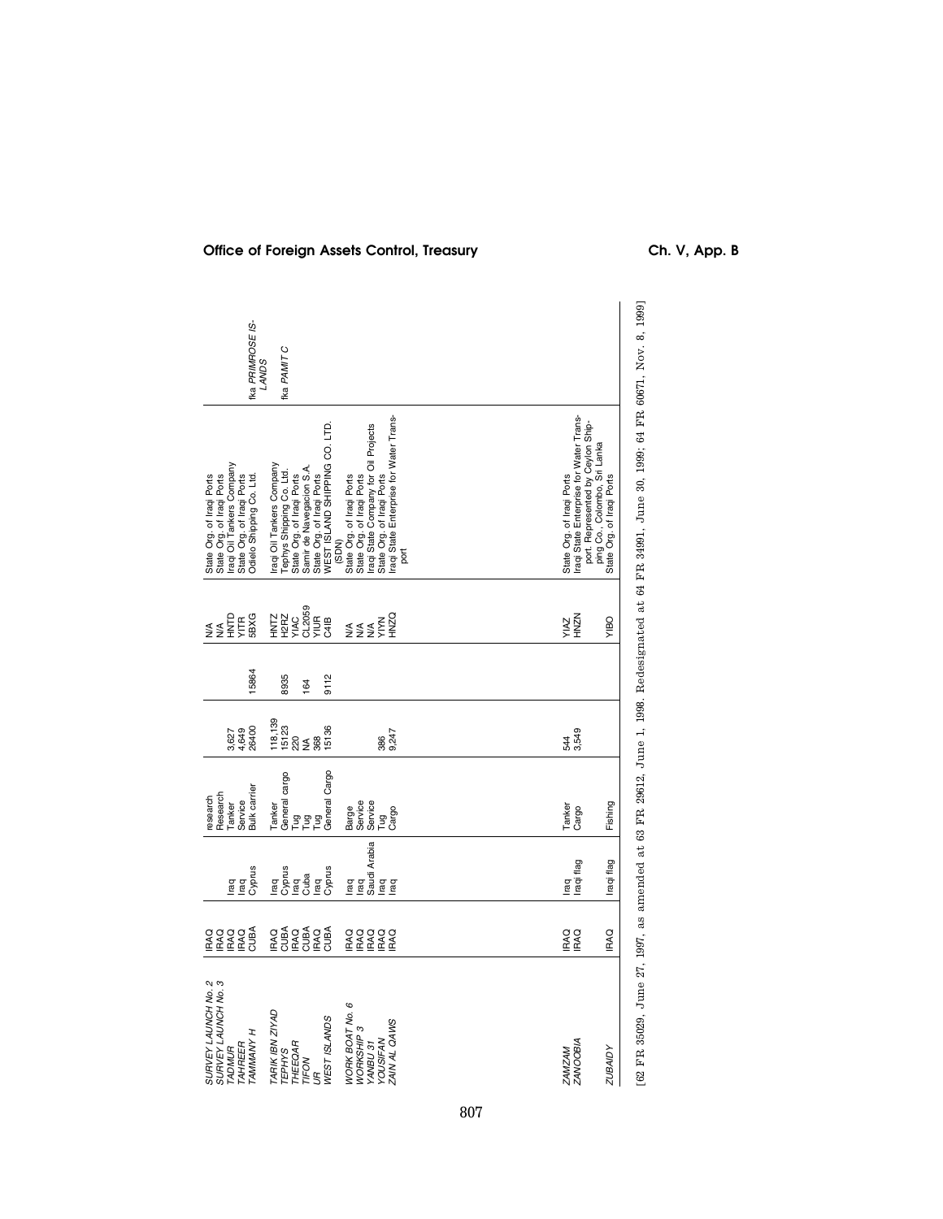| | | | | | | | | | |
|---|---|---|---|---|---|---|---|---|---|
| *SURVEY LAUNCH No. 2* | IRAQ | | research | | | N/A | State Org. of Iraqi Ports | |
| *SURVEY LAUNCH No. 3* | IRAQ | | Research | | | N/A | State Org. of Iraqi Ports | |
| *TADMUR* | IRAQ | Iraq | Tanker | 3,627 | | HNTD | Iraqi Oil Tankers Company | |
| *TAHREER* | IRAQ | Iraq | Service | 4,649 | | YITR | State Org. of Iraqi Ports | |
| *TAMMANY H* | CUBA | Cyprus | Bulk carrier | 26400 | 15864 | 5BXG | Odelo Shipping Co. Ltd. | fka *PRIMROSE ISLANDS* |
| *TARIK IBN ZIYAD* | IRAQ | Iraq | Tanker | 118,139 | | HNTZ | Iraqi Oil Tankers Company | |
| *TEPHYS* | CUBA | Cyprus | General cargo | 15123 | 8935 | H2RZ | Tephys Shipping Co. Ltd. | fka *PAMIT C* |
| *THEEQAR* | IRAQ | Iraq | Tug | 220 | | YIAC | State Org. of Iraqi Ports | |
| *TIFON* | CUBA | Cuba | Tug | NA | 164 | CL2059 | Samir de Navegacion S.A. | |
| *UR* | IRAQ | Iraq | Tug | 368 | | YIUR | State Org. of Iraqi Ports | |
| *WEST ISLANDS* | CUBA | Cyprus | General Cargo | 15136 | 9112 | C4IB | WEST ISLAND SHIPPING CO. LTD. (SDN) | |
| *WORK BOAT No. 6* | IRAQ | Iraq | Barge | | | N/A | State Org. of Iraqi Ports | |
| *WORKSHIP 3* | IRAQ | Iraq | Service | | | N/A | State Org. of Iraqi Ports | |
| *YANBU 31* | IRAQ | Saudi Arabia | Service | | | N/A | Iraqi State Company for Oil Projects | |
| *YOUSIFAN* | IRAQ | Iraq | Tug | 386 | | YIYN | State Org. of Iraqi Ports | |
| *ZAIN AL QAWS* | IRAQ | Iraq | Cargo | 9,247 | | HNZQ | Iraqi State Enterprise for Water Transport | |
| *ZAMZAM* | IRAQ | Iraq | Tanker | 544 | | YIAZ | State Org. of Iraqi Ports | |
| *ZANOOBIA* | IRAQ | Iraqi flag | Cargo | 3,549 | | HNZN | Iraqi State Enterprise for Water Transport. Represented by Ceylon Shipping Co., Colombo, Sri Lanka | |
| *ZUBAIDY* | IRAQ | Iraqi flag | Fishing | | | YIBO | State Org. of Iraqi Ports | |

[62 FR 35029, June 27, 1997, as amended at 63 FR 29612, June 1, 1998. Redesignated at 64 FR 34991, June 30, 1999; 64 FR 60671, Nov. 8, 1999]